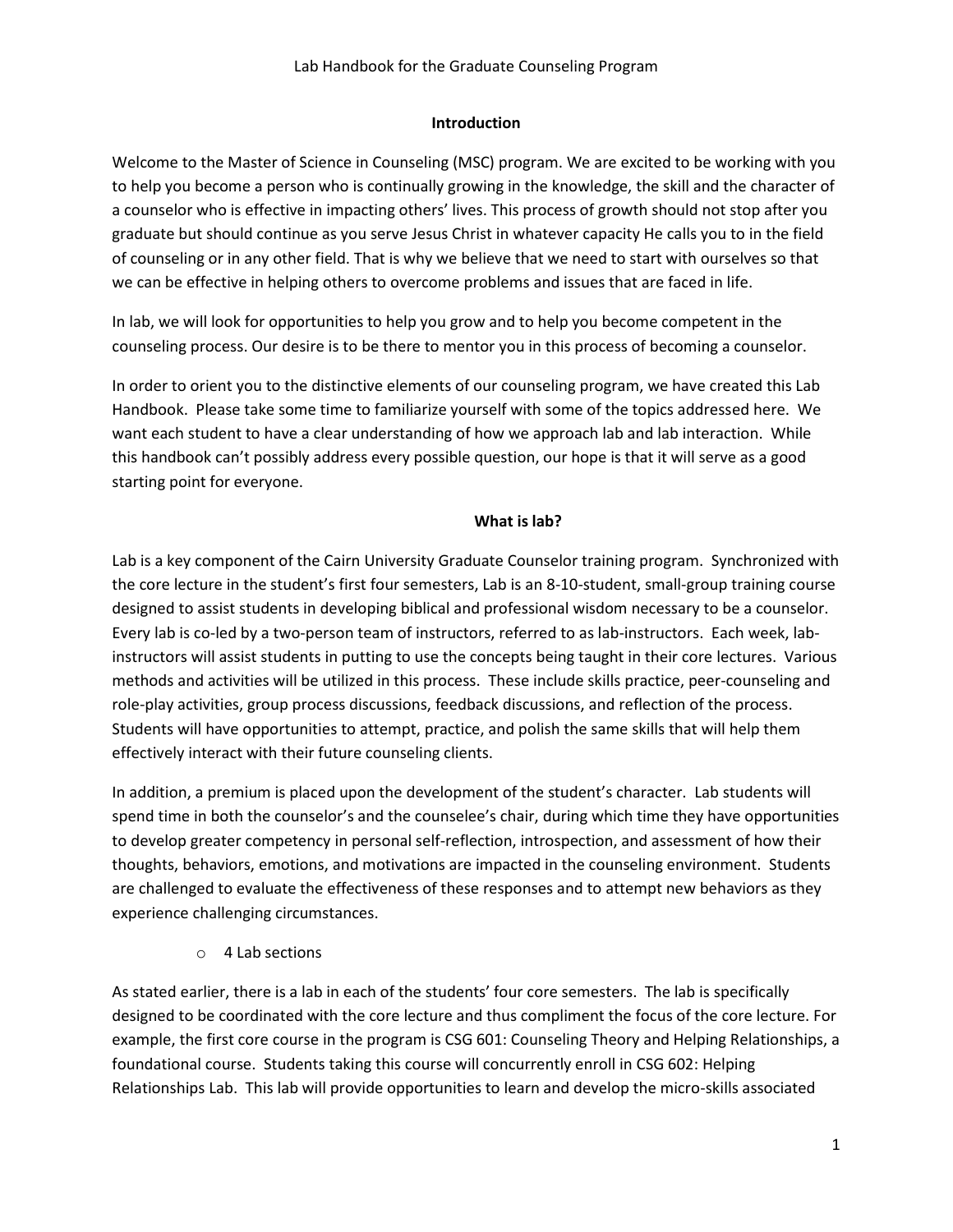# Lab Handbook for the Graduate Counseling Program

## Introduction

Welcome to the Master of Science in Counseling (MSC) program. We are excited to be working with you to help you become a person who is continually growing in the knowledge, the skill and the character of a counselor who is effective in impacting others' lives. This process of growth should not stop after you graduate but should continue as you serve Jesus Christ in whatever capacity He calls you to in the field of counseling or in any other field. That is why we believe that we need to start with ourselves so that we can be effective in helping others to overcome problems and issues that are faced in life.

In lab, we will look for opportunities to help you grow and to help you become competent in the counseling process. Our desire is to be there to mentor you in this process of becoming a counselor.

In order to orient you to the distinctive elements of our counseling program, we have created this Lab Handbook. Please take some time to familiarize yourself with some of the topics addressed here. We want each student to have a clear understanding of how we approach lab and lab interaction. While this handbook can't possibly address every possible question, our hope is that it will serve as a good starting point for everyone.

## What is lab?

Lab is a key component of the Cairn University Graduate Counselor training program. Synchronized with the core lecture in the student's first four semesters, Lab is an 8-10-student, small-group training course designed to assist students in developing biblical and professional wisdom necessary to be a counselor. Every lab is co-led by a two-person team of instructors, referred to as lab-instructors. Each week, lab-instructors will assist students in putting to use the concepts being taught in their core lectures. Various methods and activities will be utilized in this process. These include skills practice, peer-counseling and role-play activities, group process discussions, feedback discussions, and reflection of the process. Students will have opportunities to attempt, practice, and polish the same skills that will help them effectively interact with their future counseling clients.

In addition, a premium is placed upon the development of the student's character. Lab students will spend time in both the counselor's and the counselee's chair, during which time they have opportunities to develop greater competency in personal self-reflection, introspection, and assessment of how their thoughts, behaviors, emotions, and motivations are impacted in the counseling environment. Students are challenged to evaluate the effectiveness of these responses and to attempt new behaviors as they experience challenging circumstances.

- 4 Lab sections

As stated earlier, there is a lab in each of the students' four core semesters. The lab is specifically designed to be coordinated with the core lecture and thus compliment the focus of the core lecture. For example, the first core course in the program is CSG 601: Counseling Theory and Helping Relationships, a foundational course. Students taking this course will concurrently enroll in CSG 602: Helping Relationships Lab. This lab will provide opportunities to learn and develop the micro-skills associated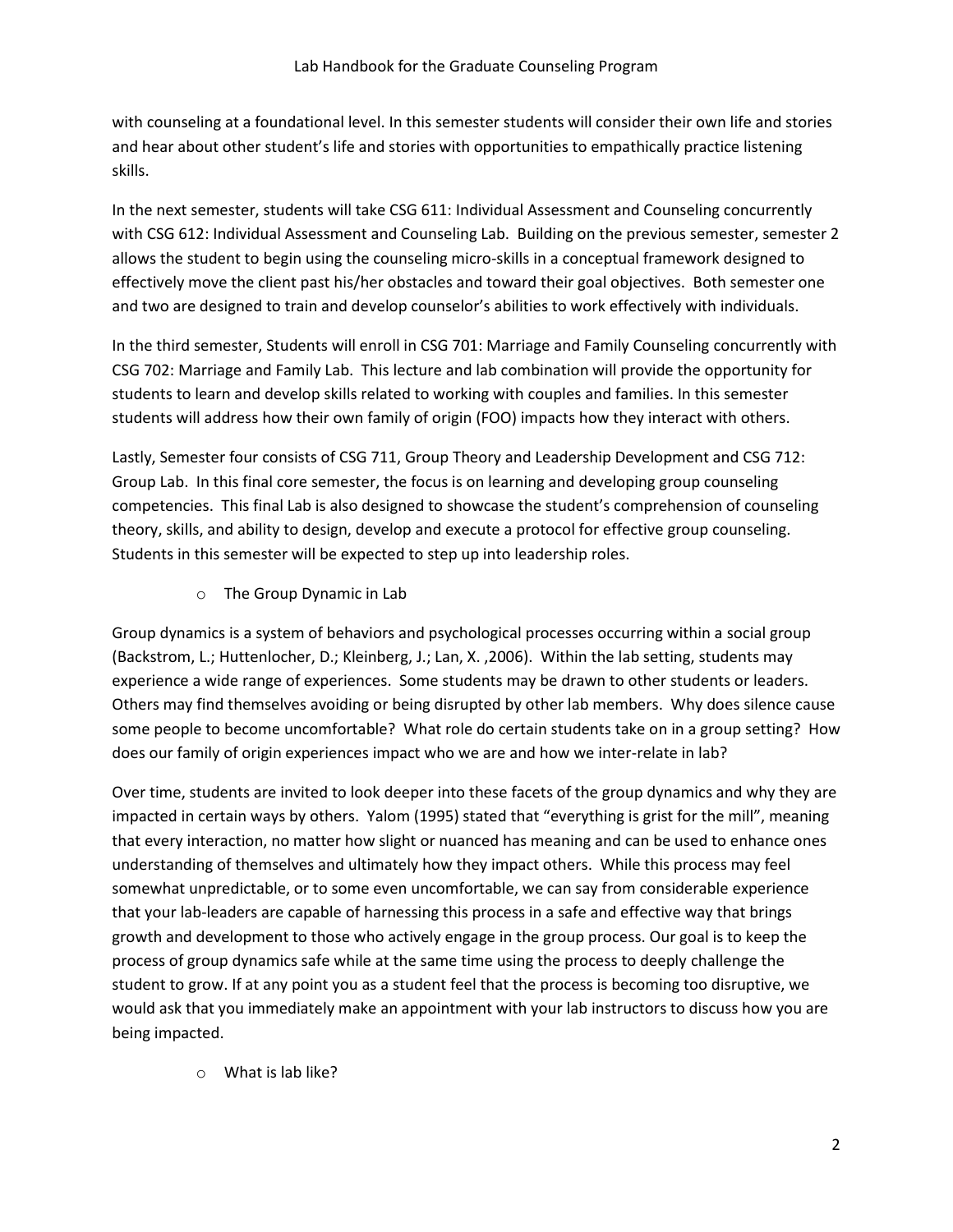with counseling at a foundational level. In this semester students will consider their own life and stories and hear about other student's life and stories with opportunities to empathically practice listening skills.

In the next semester, students will take CSG 611: Individual Assessment and Counseling concurrently with CSG 612: Individual Assessment and Counseling Lab. Building on the previous semester, semester 2 allows the student to begin using the counseling micro-skills in a conceptual framework designed to effectively move the client past his/her obstacles and toward their goal objectives. Both semester one and two are designed to train and develop counselor's abilities to work effectively with individuals.

In the third semester, Students will enroll in CSG 701: Marriage and Family Counseling concurrently with CSG 702: Marriage and Family Lab. This lecture and lab combination will provide the opportunity for students to learn and develop skills related to working with couples and families. In this semester students will address how their own family of origin (FOO) impacts how they interact with others.

Lastly, Semester four consists of CSG 711, Group Theory and Leadership Development and CSG 712: Group Lab. In this final core semester, the focus is on learning and developing group counseling competencies. This final Lab is also designed to showcase the student's comprehension of counseling theory, skills, and ability to design, develop and execute a protocol for effective group counseling. Students in this semester will be expected to step up into leadership roles.

- The Group Dynamic in Lab

Group dynamics is a system of behaviors and psychological processes occurring within a social group (Backstrom, L.; Huttenlocher, D.; Kleinberg, J.; Lan, X. ,2006). Within the lab setting, students may experience a wide range of experiences. Some students may be drawn to other students or leaders. Others may find themselves avoiding or being disrupted by other lab members. Why does silence cause some people to become uncomfortable? What role do certain students take on in a group setting? How does our family of origin experiences impact who we are and how we inter-relate in lab?

Over time, students are invited to look deeper into these facets of the group dynamics and why they are impacted in certain ways by others. Yalom (1995) stated that "everything is grist for the mill", meaning that every interaction, no matter how slight or nuanced has meaning and can be used to enhance ones understanding of themselves and ultimately how they impact others. While this process may feel somewhat unpredictable, or to some even uncomfortable, we can say from considerable experience that your lab-leaders are capable of harnessing this process in a safe and effective way that brings growth and development to those who actively engage in the group process. Our goal is to keep the process of group dynamics safe while at the same time using the process to deeply challenge the student to grow. If at any point you as a student feel that the process is becoming too disruptive, we would ask that you immediately make an appointment with your lab instructors to discuss how you are being impacted.

- What is lab like?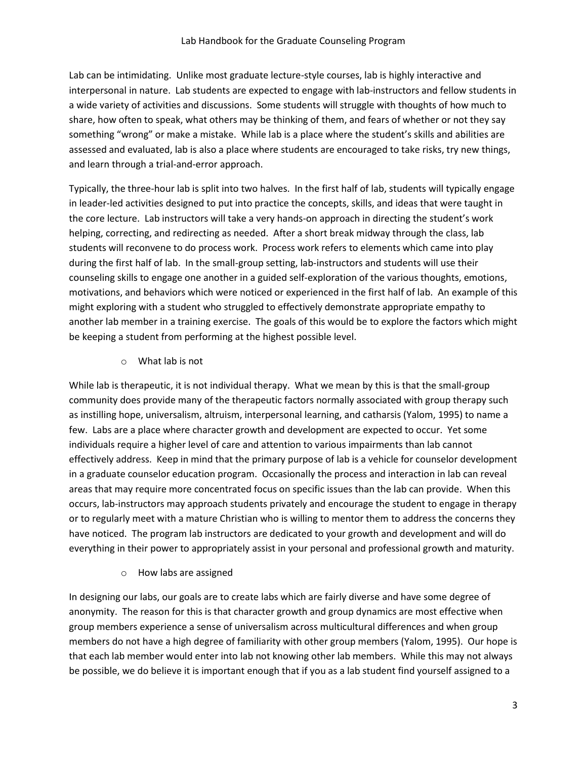Lab can be intimidating. Unlike most graduate lecture-style courses, lab is highly interactive and interpersonal in nature. Lab students are expected to engage with lab-instructors and fellow students in a wide variety of activities and discussions. Some students will struggle with thoughts of how much to share, how often to speak, what others may be thinking of them, and fears of whether or not they say something "wrong" or make a mistake. While lab is a place where the student's skills and abilities are assessed and evaluated, lab is also a place where students are encouraged to take risks, try new things, and learn through a trial-and-error approach.

Typically, the three-hour lab is split into two halves. In the first half of lab, students will typically engage in leader-led activities designed to put into practice the concepts, skills, and ideas that were taught in the core lecture. Lab instructors will take a very hands-on approach in directing the student's work helping, correcting, and redirecting as needed. After a short break midway through the class, lab students will reconvene to do process work. Process work refers to elements which came into play during the first half of lab. In the small-group setting, lab-instructors and students will use their counseling skills to engage one another in a guided self-exploration of the various thoughts, emotions, motivations, and behaviors which were noticed or experienced in the first half of lab. An example of this might exploring with a student who struggled to effectively demonstrate appropriate empathy to another lab member in a training exercise. The goals of this would be to explore the factors which might be keeping a student from performing at the highest possible level.

- What lab is not

While lab is therapeutic, it is not individual therapy. What we mean by this is that the small-group community does provide many of the therapeutic factors normally associated with group therapy such as instilling hope, universalism, altruism, interpersonal learning, and catharsis (Yalom, 1995) to name a few. Labs are a place where character growth and development are expected to occur. Yet some individuals require a higher level of care and attention to various impairments than lab cannot effectively address. Keep in mind that the primary purpose of lab is a vehicle for counselor development in a graduate counselor education program. Occasionally the process and interaction in lab can reveal areas that may require more concentrated focus on specific issues than the lab can provide. When this occurs, lab-instructors may approach students privately and encourage the student to engage in therapy or to regularly meet with a mature Christian who is willing to mentor them to address the concerns they have noticed. The program lab instructors are dedicated to your growth and development and will do everything in their power to appropriately assist in your personal and professional growth and maturity.

- How labs are assigned

In designing our labs, our goals are to create labs which are fairly diverse and have some degree of anonymity. The reason for this is that character growth and group dynamics are most effective when group members experience a sense of universalism across multicultural differences and when group members do not have a high degree of familiarity with other group members (Yalom, 1995). Our hope is that each lab member would enter into lab not knowing other lab members. While this may not always be possible, we do believe it is important enough that if you as a lab student find yourself assigned to a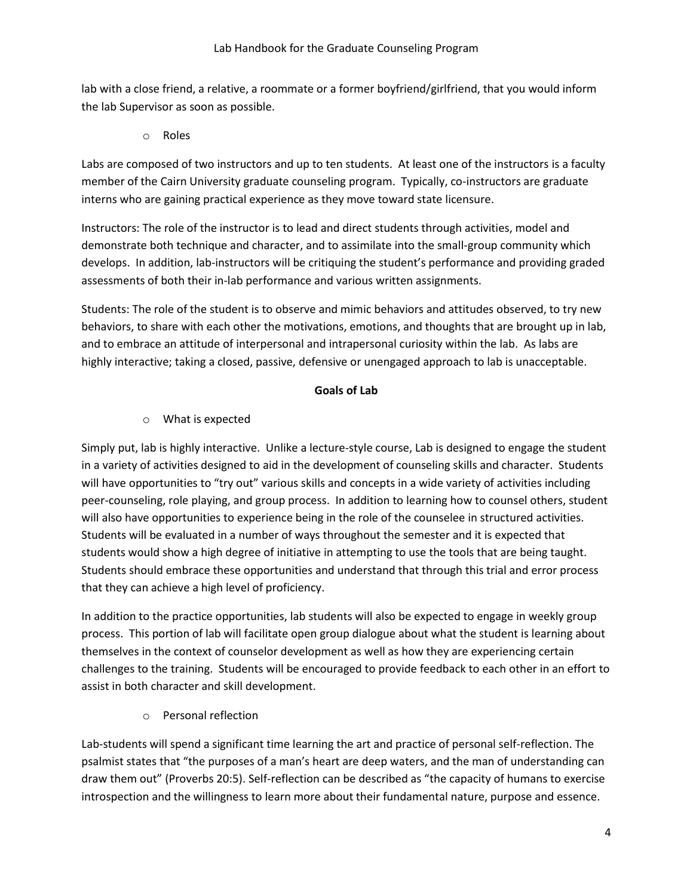lab with a close friend, a relative, a roommate or a former boyfriend/girlfriend, that you would inform the lab Supervisor as soon as possible.

- Roles

Labs are composed of two instructors and up to ten students. At least one of the instructors is a faculty member of the Cairn University graduate counseling program. Typically, co-instructors are graduate interns who are gaining practical experience as they move toward state licensure.

Instructors: The role of the instructor is to lead and direct students through activities, model and demonstrate both technique and character, and to assimilate into the small-group community which develops. In addition, lab-instructors will be critiquing the student's performance and providing graded assessments of both their in-lab performance and various written assignments.

Students: The role of the student is to observe and mimic behaviors and attitudes observed, to try new behaviors, to share with each other the motivations, emotions, and thoughts that are brought up in lab, and to embrace an attitude of interpersonal and intrapersonal curiosity within the lab. As labs are highly interactive; taking a closed, passive, defensive or unengaged approach to lab is unacceptable.

## Goals of Lab

- What is expected

Simply put, lab is highly interactive. Unlike a lecture-style course, Lab is designed to engage the student in a variety of activities designed to aid in the development of counseling skills and character. Students will have opportunities to "try out" various skills and concepts in a wide variety of activities including peer-counseling, role playing, and group process. In addition to learning how to counsel others, student will also have opportunities to experience being in the role of the counselee in structured activities. Students will be evaluated in a number of ways throughout the semester and it is expected that students would show a high degree of initiative in attempting to use the tools that are being taught. Students should embrace these opportunities and understand that through this trial and error process that they can achieve a high level of proficiency.

In addition to the practice opportunities, lab students will also be expected to engage in weekly group process. This portion of lab will facilitate open group dialogue about what the student is learning about themselves in the context of counselor development as well as how they are experiencing certain challenges to the training. Students will be encouraged to provide feedback to each other in an effort to assist in both character and skill development.

- Personal reflection

Lab-students will spend a significant time learning the art and practice of personal self-reflection. The psalmist states that "the purposes of a man's heart are deep waters, and the man of understanding can draw them out" (Proverbs 20:5). Self-reflection can be described as "the capacity of humans to exercise introspection and the willingness to learn more about their fundamental nature, purpose and essence.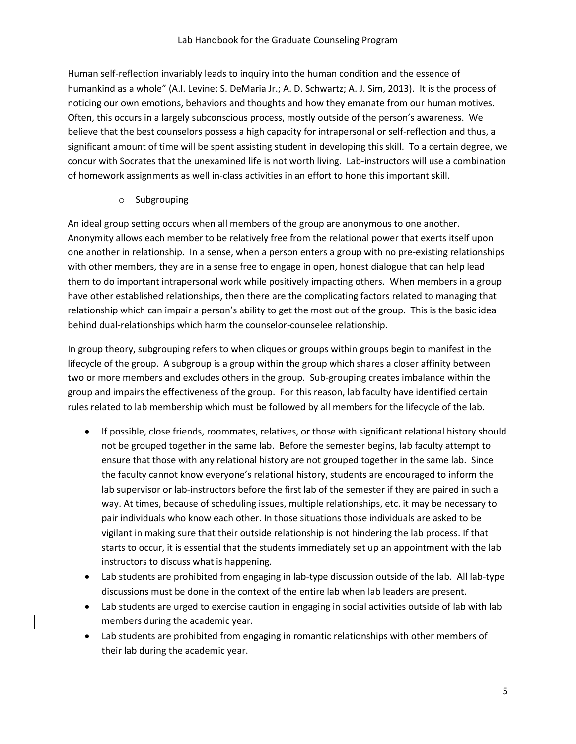Human self-reflection invariably leads to inquiry into the human condition and the essence of humankind as a whole" (A.I. Levine; S. DeMaria Jr.; A. D. Schwartz; A. J. Sim, 2013). It is the process of noticing our own emotions, behaviors and thoughts and how they emanate from our human motives. Often, this occurs in a largely subconscious process, mostly outside of the person's awareness. We believe that the best counselors possess a high capacity for intrapersonal or self-reflection and thus, a significant amount of time will be spent assisting student in developing this skill. To a certain degree, we concur with Socrates that the unexamined life is not worth living. Lab-instructors will use a combination of homework assignments as well in-class activities in an effort to hone this important skill.

- Subgrouping

An ideal group setting occurs when all members of the group are anonymous to one another. Anonymity allows each member to be relatively free from the relational power that exerts itself upon one another in relationship. In a sense, when a person enters a group with no pre-existing relationships with other members, they are in a sense free to engage in open, honest dialogue that can help lead them to do important intrapersonal work while positively impacting others. When members in a group have other established relationships, then there are the complicating factors related to managing that relationship which can impair a person's ability to get the most out of the group. This is the basic idea behind dual-relationships which harm the counselor-counselee relationship.

In group theory, subgrouping refers to when cliques or groups within groups begin to manifest in the lifecycle of the group. A subgroup is a group within the group which shares a closer affinity between two or more members and excludes others in the group. Sub-grouping creates imbalance within the group and impairs the effectiveness of the group. For this reason, lab faculty have identified certain rules related to lab membership which must be followed by all members for the lifecycle of the lab.

- If possible, close friends, roommates, relatives, or those with significant relational history should not be grouped together in the same lab. Before the semester begins, lab faculty attempt to ensure that those with any relational history are not grouped together in the same lab. Since the faculty cannot know everyone's relational history, students are encouraged to inform the lab supervisor or lab-instructors before the first lab of the semester if they are paired in such a way. At times, because of scheduling issues, multiple relationships, etc. it may be necessary to pair individuals who know each other. In those situations those individuals are asked to be vigilant in making sure that their outside relationship is not hindering the lab process. If that starts to occur, it is essential that the students immediately set up an appointment with the lab instructors to discuss what is happening.
- Lab students are prohibited from engaging in lab-type discussion outside of the lab. All lab-type discussions must be done in the context of the entire lab when lab leaders are present.
- Lab students are urged to exercise caution in engaging in social activities outside of lab with lab members during the academic year.
- Lab students are prohibited from engaging in romantic relationships with other members of their lab during the academic year.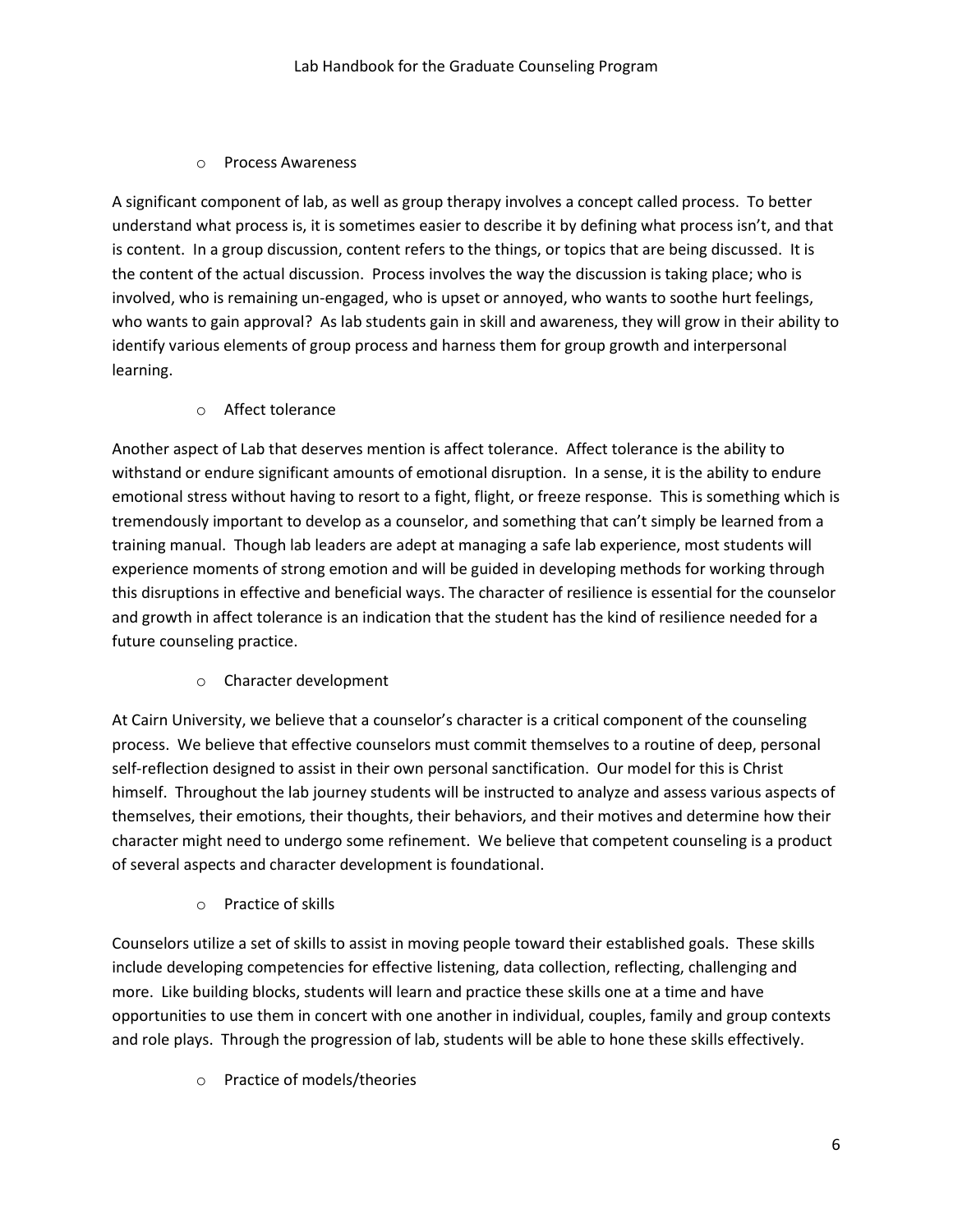- Process Awareness

A significant component of lab, as well as group therapy involves a concept called process. To better understand what process is, it is sometimes easier to describe it by defining what process isn't, and that is content. In a group discussion, content refers to the things, or topics that are being discussed. It is the content of the actual discussion. Process involves the way the discussion is taking place; who is involved, who is remaining un-engaged, who is upset or annoyed, who wants to soothe hurt feelings, who wants to gain approval? As lab students gain in skill and awareness, they will grow in their ability to identify various elements of group process and harness them for group growth and interpersonal learning.

- Affect tolerance

Another aspect of Lab that deserves mention is affect tolerance. Affect tolerance is the ability to withstand or endure significant amounts of emotional disruption. In a sense, it is the ability to endure emotional stress without having to resort to a fight, flight, or freeze response. This is something which is tremendously important to develop as a counselor, and something that can't simply be learned from a training manual. Though lab leaders are adept at managing a safe lab experience, most students will experience moments of strong emotion and will be guided in developing methods for working through this disruptions in effective and beneficial ways. The character of resilience is essential for the counselor and growth in affect tolerance is an indication that the student has the kind of resilience needed for a future counseling practice.

- Character development

At Cairn University, we believe that a counselor's character is a critical component of the counseling process. We believe that effective counselors must commit themselves to a routine of deep, personal self-reflection designed to assist in their own personal sanctification. Our model for this is Christ himself. Throughout the lab journey students will be instructed to analyze and assess various aspects of themselves, their emotions, their thoughts, their behaviors, and their motives and determine how their character might need to undergo some refinement. We believe that competent counseling is a product of several aspects and character development is foundational.

- Practice of skills

Counselors utilize a set of skills to assist in moving people toward their established goals. These skills include developing competencies for effective listening, data collection, reflecting, challenging and more. Like building blocks, students will learn and practice these skills one at a time and have opportunities to use them in concert with one another in individual, couples, family and group contexts and role plays. Through the progression of lab, students will be able to hone these skills effectively.

- Practice of models/theories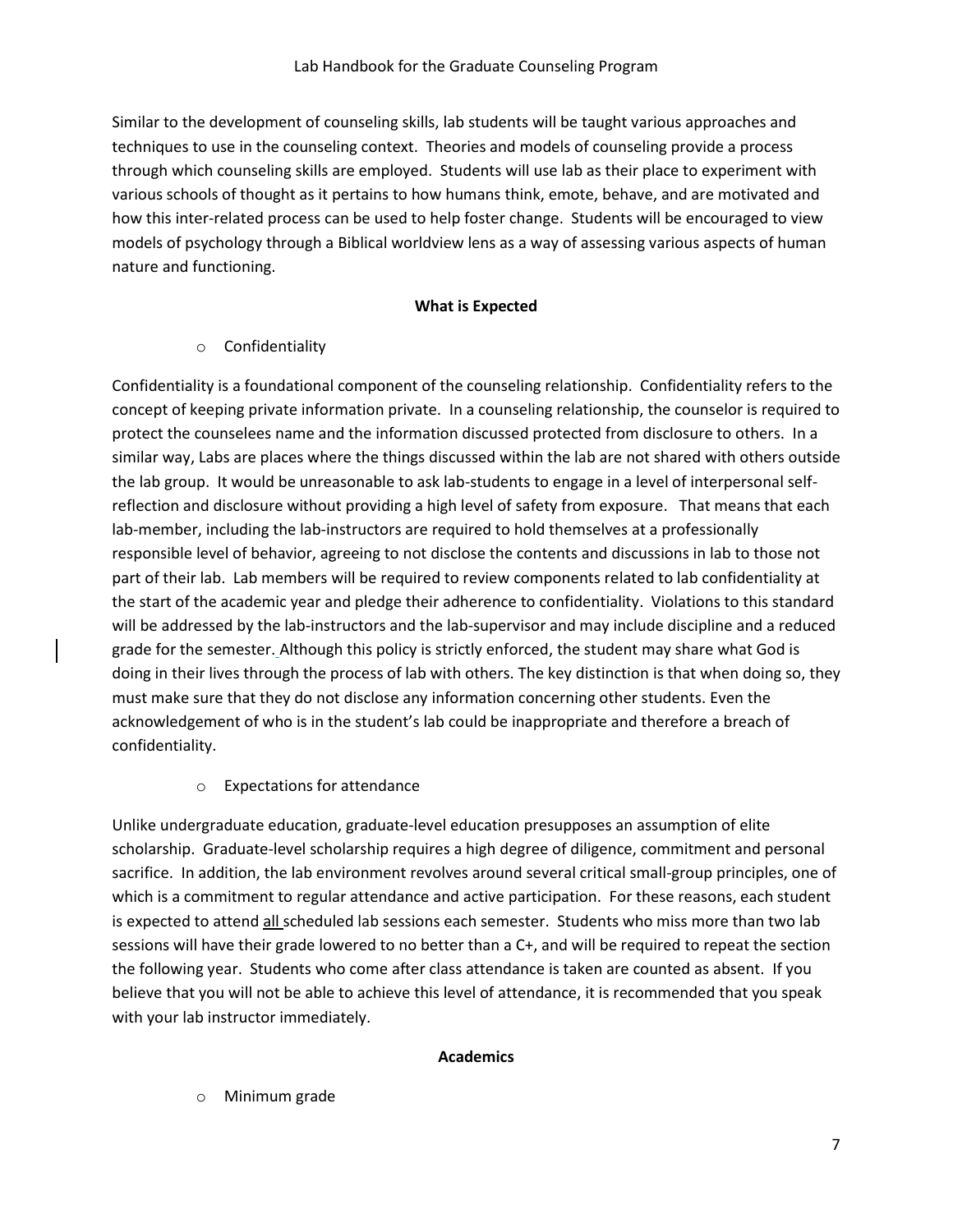Similar to the development of counseling skills, lab students will be taught various approaches and techniques to use in the counseling context. Theories and models of counseling provide a process through which counseling skills are employed. Students will use lab as their place to experiment with various schools of thought as it pertains to how humans think, emote, behave, and are motivated and how this inter-related process can be used to help foster change. Students will be encouraged to view models of psychology through a Biblical worldview lens as a way of assessing various aspects of human nature and functioning.

**What is Expected**

- Confidentiality

Confidentiality is a foundational component of the counseling relationship. Confidentiality refers to the concept of keeping private information private. In a counseling relationship, the counselor is required to protect the counselees name and the information discussed protected from disclosure to others. In a similar way, Labs are places where the things discussed within the lab are not shared with others outside the lab group. It would be unreasonable to ask lab-students to engage in a level of interpersonal self-reflection and disclosure without providing a high level of safety from exposure. That means that each lab-member, including the lab-instructors are required to hold themselves at a professionally responsible level of behavior, agreeing to not disclose the contents and discussions in lab to those not part of their lab. Lab members will be required to review components related to lab confidentiality at the start of the academic year and pledge their adherence to confidentiality. Violations to this standard will be addressed by the lab-instructors and the lab-supervisor and may include discipline and a reduced grade for the semester. Although this policy is strictly enforced, the student may share what God is doing in their lives through the process of lab with others. The key distinction is that when doing so, they must make sure that they do not disclose any information concerning other students. Even the acknowledgement of who is in the student's lab could be inappropriate and therefore a breach of confidentiality.

- Expectations for attendance

Unlike undergraduate education, graduate-level education presupposes an assumption of elite scholarship. Graduate-level scholarship requires a high degree of diligence, commitment and personal sacrifice. In addition, the lab environment revolves around several critical small-group principles, one of which is a commitment to regular attendance and active participation. For these reasons, each student is expected to attend <u>all</u> scheduled lab sessions each semester. Students who miss more than two lab sessions will have their grade lowered to no better than a C+, and will be required to repeat the section the following year. Students who come after class attendance is taken are counted as absent. If you believe that you will not be able to achieve this level of attendance, it is recommended that you speak with your lab instructor immediately.

**Academics**

- Minimum grade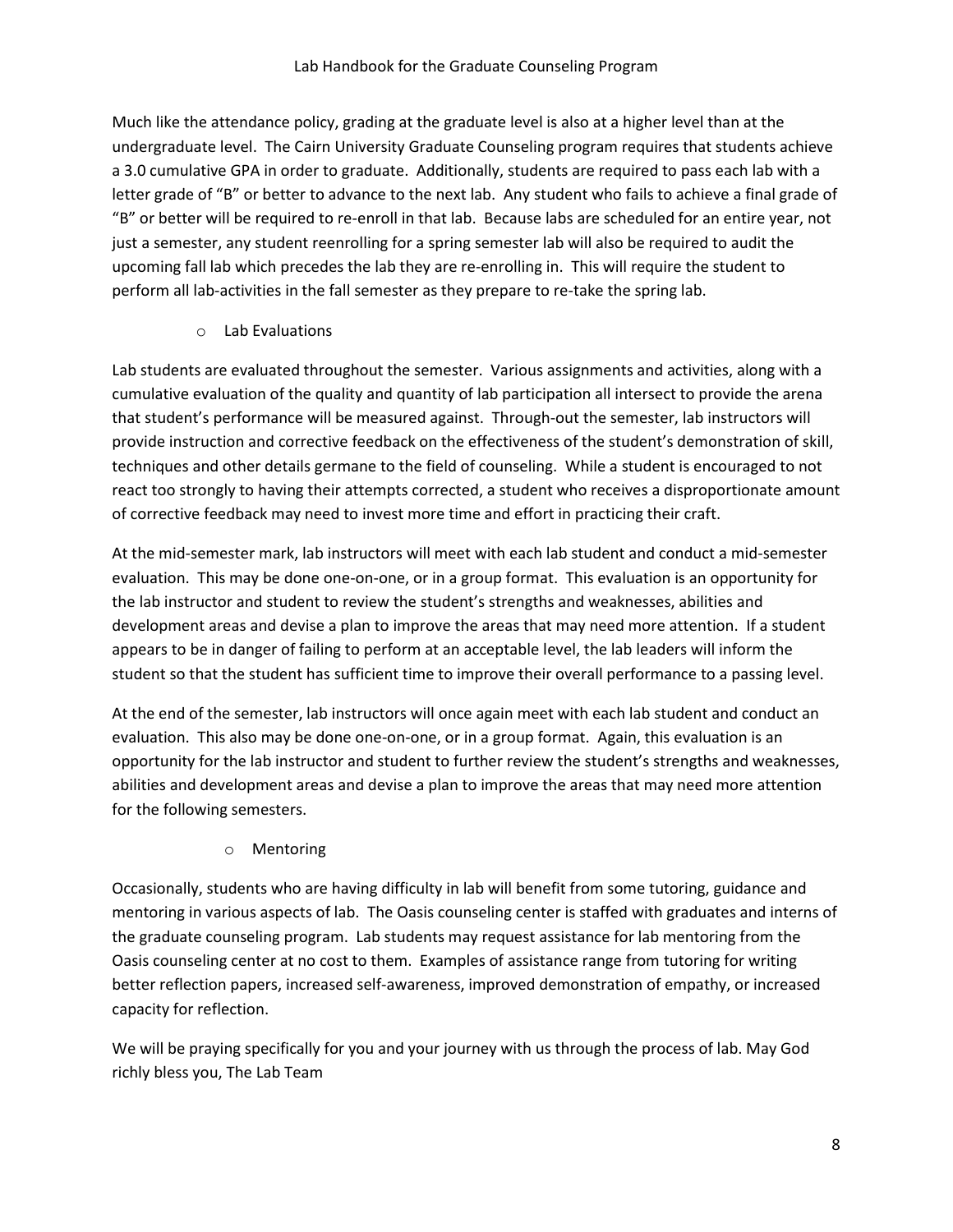Much like the attendance policy, grading at the graduate level is also at a higher level than at the undergraduate level. The Cairn University Graduate Counseling program requires that students achieve a 3.0 cumulative GPA in order to graduate. Additionally, students are required to pass each lab with a letter grade of "B" or better to advance to the next lab. Any student who fails to achieve a final grade of "B" or better will be required to re-enroll in that lab. Because labs are scheduled for an entire year, not just a semester, any student reenrolling for a spring semester lab will also be required to audit the upcoming fall lab which precedes the lab they are re-enrolling in. This will require the student to perform all lab-activities in the fall semester as they prepare to re-take the spring lab.

- Lab Evaluations

Lab students are evaluated throughout the semester. Various assignments and activities, along with a cumulative evaluation of the quality and quantity of lab participation all intersect to provide the arena that student's performance will be measured against. Through-out the semester, lab instructors will provide instruction and corrective feedback on the effectiveness of the student's demonstration of skill, techniques and other details germane to the field of counseling. While a student is encouraged to not react too strongly to having their attempts corrected, a student who receives a disproportionate amount of corrective feedback may need to invest more time and effort in practicing their craft.

At the mid-semester mark, lab instructors will meet with each lab student and conduct a mid-semester evaluation. This may be done one-on-one, or in a group format. This evaluation is an opportunity for the lab instructor and student to review the student's strengths and weaknesses, abilities and development areas and devise a plan to improve the areas that may need more attention. If a student appears to be in danger of failing to perform at an acceptable level, the lab leaders will inform the student so that the student has sufficient time to improve their overall performance to a passing level.

At the end of the semester, lab instructors will once again meet with each lab student and conduct an evaluation. This also may be done one-on-one, or in a group format. Again, this evaluation is an opportunity for the lab instructor and student to further review the student's strengths and weaknesses, abilities and development areas and devise a plan to improve the areas that may need more attention for the following semesters.

- Mentoring

Occasionally, students who are having difficulty in lab will benefit from some tutoring, guidance and mentoring in various aspects of lab. The Oasis counseling center is staffed with graduates and interns of the graduate counseling program. Lab students may request assistance for lab mentoring from the Oasis counseling center at no cost to them. Examples of assistance range from tutoring for writing better reflection papers, increased self-awareness, improved demonstration of empathy, or increased capacity for reflection.

We will be praying specifically for you and your journey with us through the process of lab. May God richly bless you, The Lab Team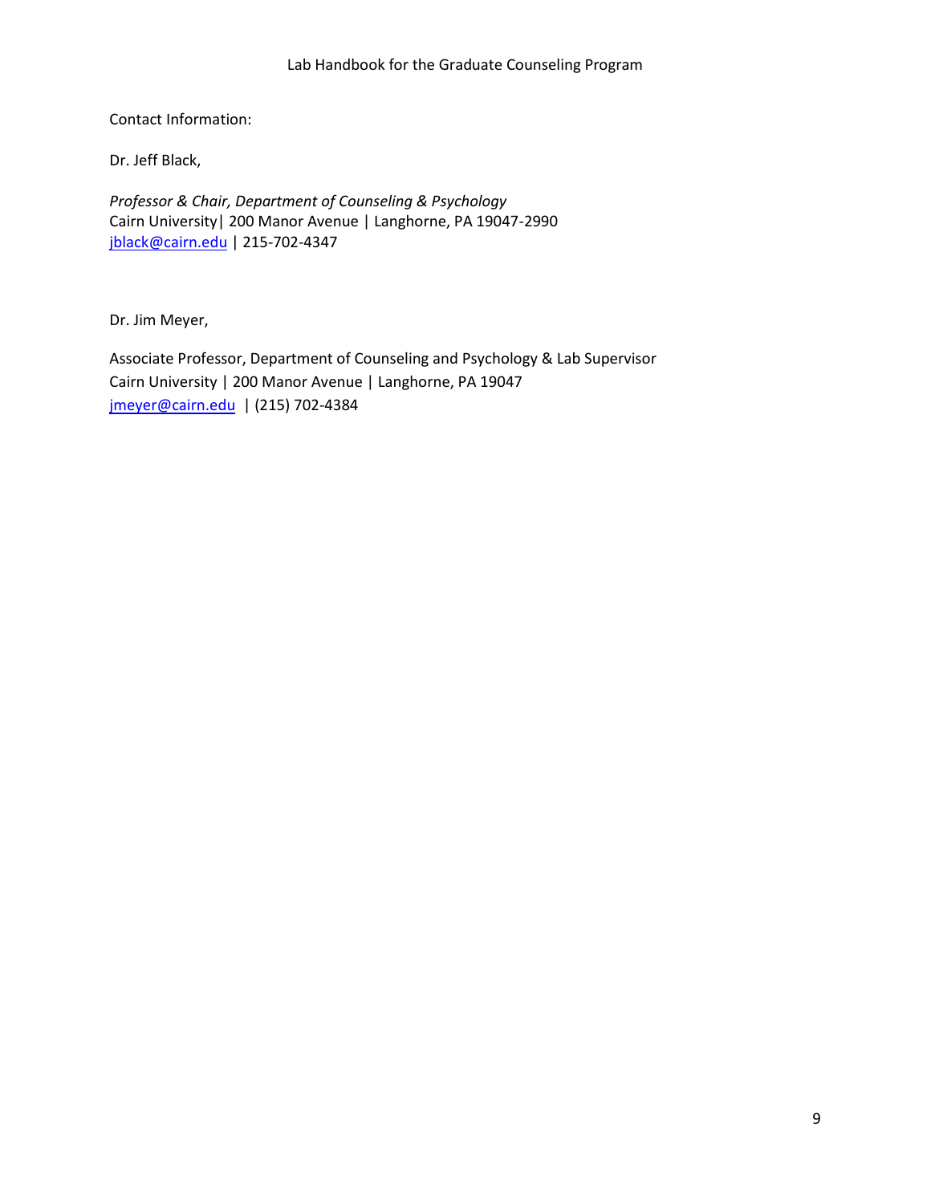Contact Information:

Dr. Jeff Black,

*Professor & Chair, Department of Counseling & Psychology*  
Cairn University| 200 Manor Avenue | Langhorne, PA 19047-2990  
jblack@cairn.edu | 215-702-4347

Dr. Jim Meyer,

Associate Professor, Department of Counseling and Psychology & Lab Supervisor  
Cairn University | 200 Manor Avenue | Langhorne, PA 19047  
jmeyer@cairn.edu | (215) 702-4384